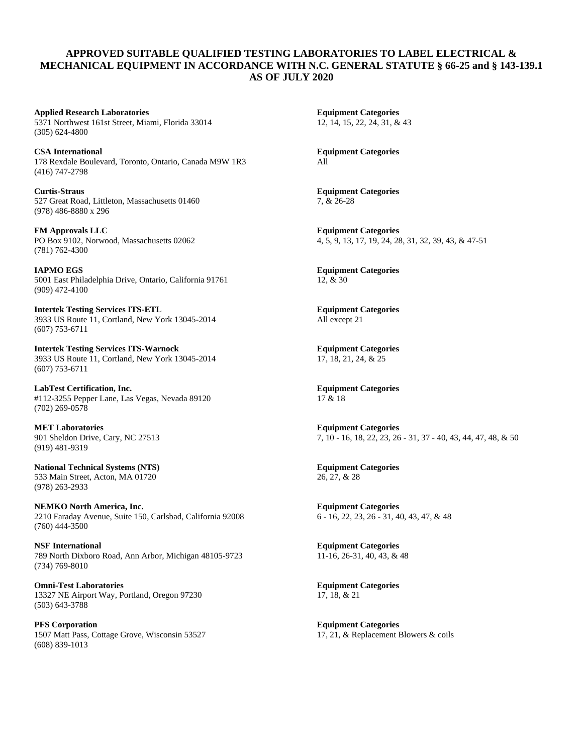# APPROVED SUITABLE QUALIFIED TESTING LABORATORIES TO LABEL ELECTRICAL & MECHANICAL EQUIPMENT IN ACCORDANCE WITH N.C. GENERAL STATUTE § 66-25 and § 143-139.1 AS OF JULY 2020

**Applied Research Laboratories**
5371 Northwest 161st Street, Miami, Florida 33014
(305) 624-4800

**Equipment Categories**
12, 14, 15, 22, 24, 31, & 43

**CSA International**
178 Rexdale Boulevard, Toronto, Ontario, Canada M9W 1R3
(416) 747-2798

**Equipment Categories**
All

**Curtis-Straus**
527 Great Road, Littleton, Massachusetts 01460
(978) 486-8880 x 296

**Equipment Categories**
7, & 26-28

**FM Approvals LLC**
PO Box 9102, Norwood, Massachusetts 02062
(781) 762-4300

**Equipment Categories**
4, 5, 9, 13, 17, 19, 24, 28, 31, 32, 39, 43, & 47-51

**IAPMO EGS**
5001 East Philadelphia Drive, Ontario, California 91761
(909) 472-4100

**Equipment Categories**
12, & 30

**Intertek Testing Services ITS-ETL**
3933 US Route 11, Cortland, New York 13045-2014
(607) 753-6711

**Equipment Categories**
All except 21

**Intertek Testing Services ITS-Warnock**
3933 US Route 11, Cortland, New York 13045-2014
(607) 753-6711

**Equipment Categories**
17, 18, 21, 24, & 25

**LabTest Certification, Inc.**
#112-3255 Pepper Lane, Las Vegas, Nevada 89120
(702) 269-0578

**Equipment Categories**
17 & 18

**MET Laboratories**
901 Sheldon Drive, Cary, NC 27513
(919) 481-9319

**Equipment Categories**
7, 10 - 16, 18, 22, 23, 26 - 31, 37 - 40, 43, 44, 47, 48, & 50

**National Technical Systems (NTS)**
533 Main Street, Acton, MA 01720
(978) 263-2933

**Equipment Categories**
26, 27, & 28

**NEMKO North America, Inc.**
2210 Faraday Avenue, Suite 150, Carlsbad, California 92008
(760) 444-3500

**Equipment Categories**
6 - 16, 22, 23, 26 - 31, 40, 43, 47, & 48

**NSF International**
789 North Dixboro Road, Ann Arbor, Michigan 48105-9723
(734) 769-8010

**Equipment Categories**
11-16, 26-31, 40, 43, & 48

**Omni-Test Laboratories**
13327 NE Airport Way, Portland, Oregon 97230
(503) 643-3788

**Equipment Categories**
17, 18, & 21

**PFS Corporation**
1507 Matt Pass, Cottage Grove, Wisconsin 53527
(608) 839-1013

**Equipment Categories**
17, 21, & Replacement Blowers & coils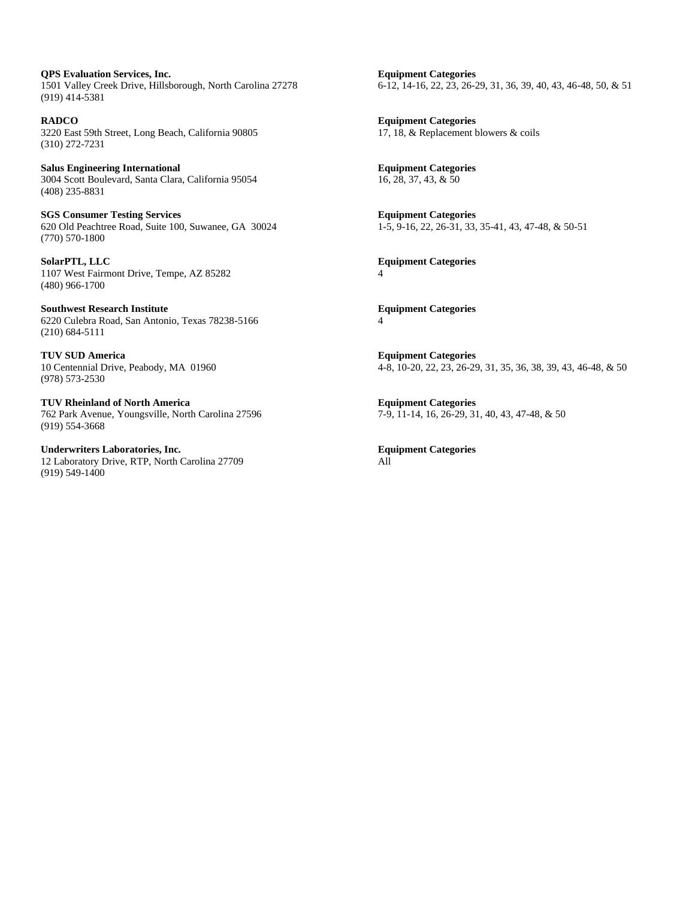**QPS Evaluation Services, Inc.**
1501 Valley Creek Drive, Hillsborough, North Carolina 27278
(919) 414-5381

**Equipment Categories**
6-12, 14-16, 22, 23, 26-29, 31, 36, 39, 40, 43, 46-48, 50, & 51

**RADCO**
3220 East 59th Street, Long Beach, California 90805
(310) 272-7231

**Equipment Categories**
17, 18, & Replacement blowers & coils

**Salus Engineering International**
3004 Scott Boulevard, Santa Clara, California 95054
(408) 235-8831

**Equipment Categories**
16, 28, 37, 43, & 50

**SGS Consumer Testing Services**
620 Old Peachtree Road, Suite 100, Suwanee, GA 30024
(770) 570-1800

**Equipment Categories**
1-5, 9-16, 22, 26-31, 33, 35-41, 43, 47-48, & 50-51

**SolarPTL, LLC**
1107 West Fairmont Drive, Tempe, AZ 85282
(480) 966-1700

**Equipment Categories**
4

**Southwest Research Institute**
6220 Culebra Road, San Antonio, Texas 78238-5166
(210) 684-5111

**Equipment Categories**
4

**TUV SUD America**
10 Centennial Drive, Peabody, MA 01960
(978) 573-2530

**Equipment Categories**
4-8, 10-20, 22, 23, 26-29, 31, 35, 36, 38, 39, 43, 46-48, & 50

**TUV Rheinland of North America**
762 Park Avenue, Youngsville, North Carolina 27596
(919) 554-3668

**Equipment Categories**
7-9, 11-14, 16, 26-29, 31, 40, 43, 47-48, & 50

**Underwriters Laboratories, Inc.**
12 Laboratory Drive, RTP, North Carolina 27709
(919) 549-1400

**Equipment Categories**
All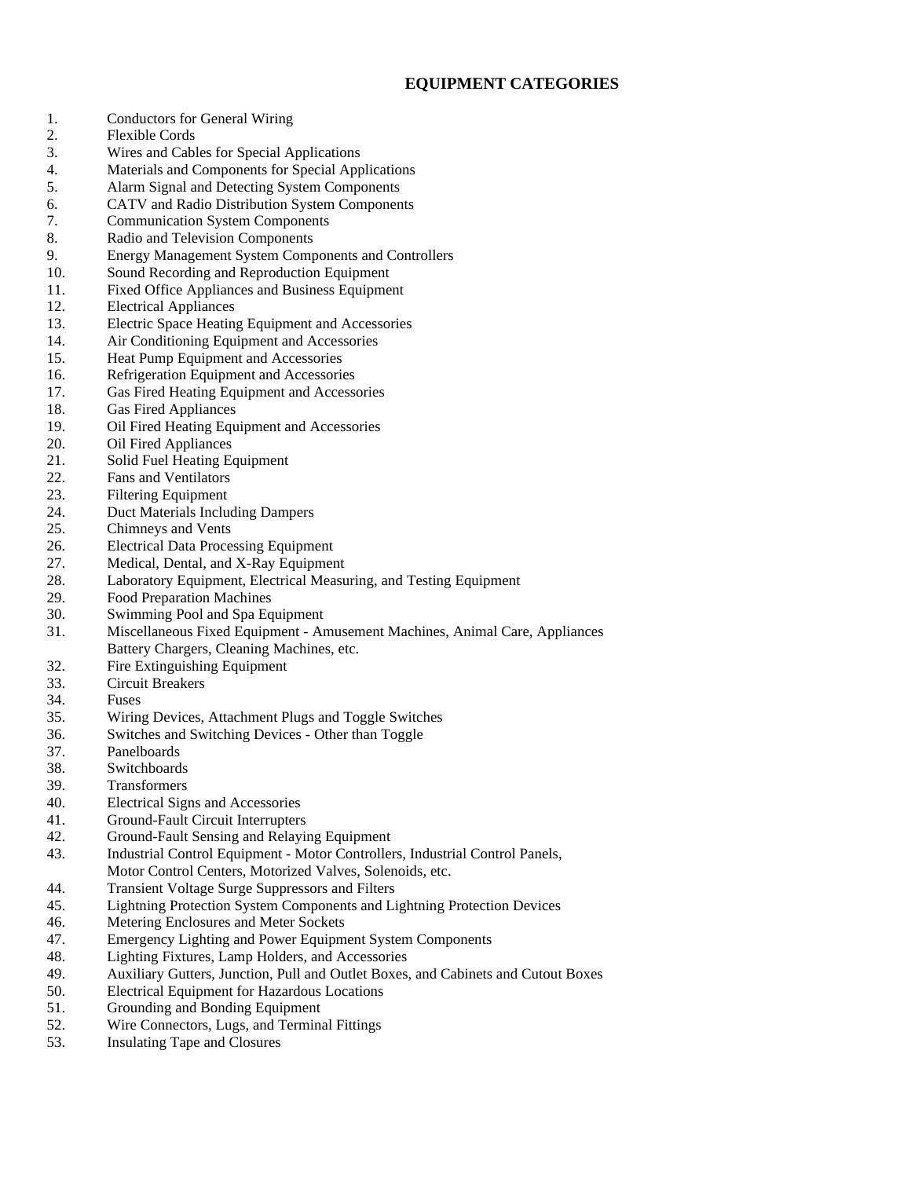## EQUIPMENT CATEGORIES

1. Conductors for General Wiring
2. Flexible Cords
3. Wires and Cables for Special Applications
4. Materials and Components for Special Applications
5. Alarm Signal and Detecting System Components
6. CATV and Radio Distribution System Components
7. Communication System Components
8. Radio and Television Components
9. Energy Management System Components and Controllers
10. Sound Recording and Reproduction Equipment
11. Fixed Office Appliances and Business Equipment
12. Electrical Appliances
13. Electric Space Heating Equipment and Accessories
14. Air Conditioning Equipment and Accessories
15. Heat Pump Equipment and Accessories
16. Refrigeration Equipment and Accessories
17. Gas Fired Heating Equipment and Accessories
18. Gas Fired Appliances
19. Oil Fired Heating Equipment and Accessories
20. Oil Fired Appliances
21. Solid Fuel Heating Equipment
22. Fans and Ventilators
23. Filtering Equipment
24. Duct Materials Including Dampers
25. Chimneys and Vents
26. Electrical Data Processing Equipment
27. Medical, Dental, and X-Ray Equipment
28. Laboratory Equipment, Electrical Measuring, and Testing Equipment
29. Food Preparation Machines
30. Swimming Pool and Spa Equipment
31. Miscellaneous Fixed Equipment - Amusement Machines, Animal Care, Appliances Battery Chargers, Cleaning Machines, etc.
32. Fire Extinguishing Equipment
33. Circuit Breakers
34. Fuses
35. Wiring Devices, Attachment Plugs and Toggle Switches
36. Switches and Switching Devices - Other than Toggle
37. Panelboards
38. Switchboards
39. Transformers
40. Electrical Signs and Accessories
41. Ground-Fault Circuit Interrupters
42. Ground-Fault Sensing and Relaying Equipment
43. Industrial Control Equipment - Motor Controllers, Industrial Control Panels, Motor Control Centers, Motorized Valves, Solenoids, etc.
44. Transient Voltage Surge Suppressors and Filters
45. Lightning Protection System Components and Lightning Protection Devices
46. Metering Enclosures and Meter Sockets
47. Emergency Lighting and Power Equipment System Components
48. Lighting Fixtures, Lamp Holders, and Accessories
49. Auxiliary Gutters, Junction, Pull and Outlet Boxes, and Cabinets and Cutout Boxes
50. Electrical Equipment for Hazardous Locations
51. Grounding and Bonding Equipment
52. Wire Connectors, Lugs, and Terminal Fittings
53. Insulating Tape and Closures